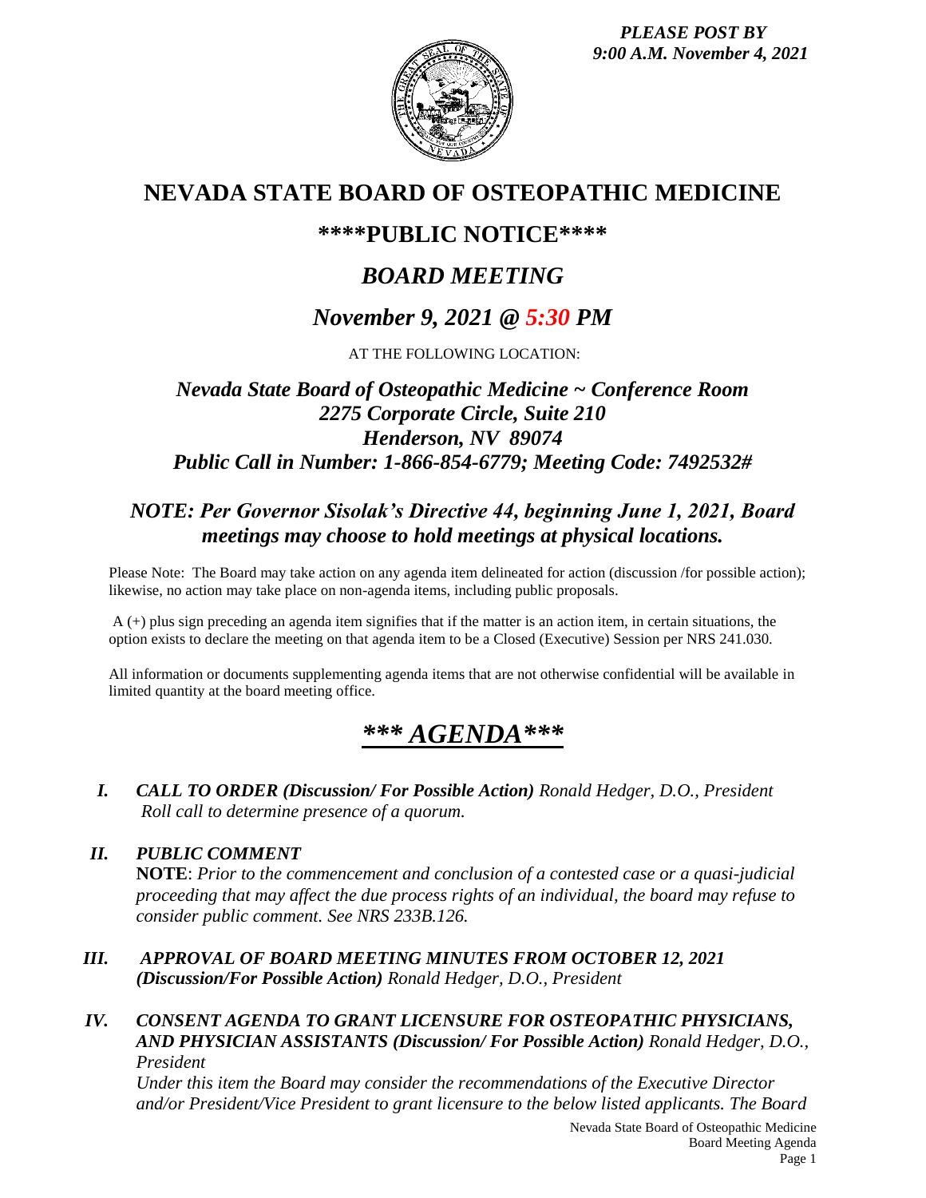*PLEASE POST BY*
*9:00 A.M. November 4, 2021*

# NEVADA STATE BOARD OF OSTEOPATHIC MEDICINE

## \*\*\*\*PUBLIC NOTICE\*\*\*\*

## *BOARD MEETING*

## *November 9, 2021 @ 5:30 PM*

AT THE FOLLOWING LOCATION:

### *Nevada State Board of Osteopathic Medicine ~ Conference Room*
### *2275 Corporate Circle, Suite 210*
### *Henderson, NV 89074*
### *Public Call in Number: 1-866-854-6779; Meeting Code: 7492532#*

### *NOTE: Per Governor Sisolak's Directive 44, beginning June 1, 2021, Board meetings may choose to hold meetings at physical locations.*

Please Note: The Board may take action on any agenda item delineated for action (discussion /for possible action); likewise, no action may take place on non-agenda items, including public proposals.

A (+) plus sign preceding an agenda item signifies that if the matter is an action item, in certain situations, the option exists to declare the meeting on that agenda item to be a Closed (Executive) Session per NRS 241.030.

All information or documents supplementing agenda items that are not otherwise confidential will be available in limited quantity at the board meeting office.

# *\*\*\* AGENDA\*\*\**

**I.** ***CALL TO ORDER (Discussion/ For Possible Action)*** *Ronald Hedger, D.O., President*
*Roll call to determine presence of a quorum.*

**II.** ***PUBLIC COMMENT***
**NOTE**: *Prior to the commencement and conclusion of a contested case or a quasi-judicial proceeding that may affect the due process rights of an individual, the board may refuse to consider public comment. See NRS 233B.126.*

**III.** ***APPROVAL OF BOARD MEETING MINUTES FROM OCTOBER 12, 2021 (Discussion/For Possible Action)*** *Ronald Hedger, D.O., President*

**IV.** ***CONSENT AGENDA TO GRANT LICENSURE FOR OSTEOPATHIC PHYSICIANS, AND PHYSICIAN ASSISTANTS (Discussion/ For Possible Action)*** *Ronald Hedger, D.O., President*
*Under this item the Board may consider the recommendations of the Executive Director and/or President/Vice President to grant licensure to the below listed applicants. The Board*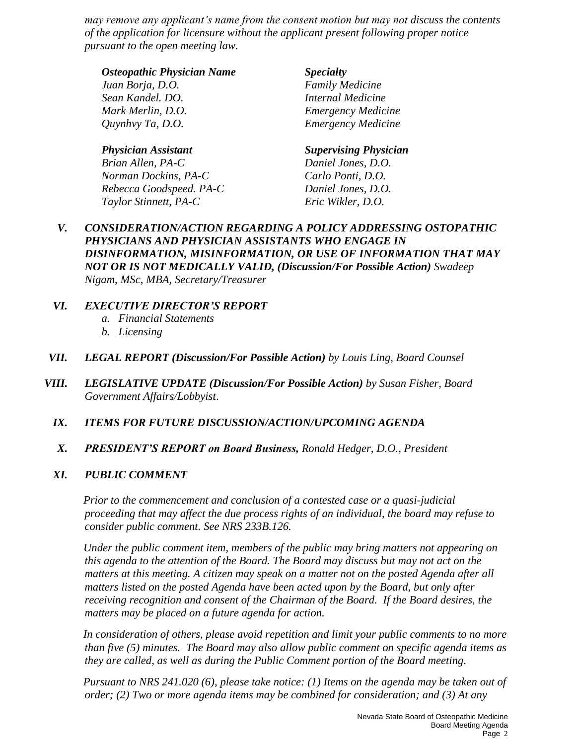*may remove any applicant's name from the consent motion but may not discuss the contents of the application for licensure without the applicant present following proper notice pursuant to the open meeting law.*

| ***Osteopathic Physician Name*** | ***Specialty*** |
|---|---|
| *Juan Borja, D.O.* | *Family Medicine* |
| *Sean Kandel. DO.* | *Internal Medicine* |
| *Mark Merlin, D.O.* | *Emergency Medicine* |
| *Quynhvy Ta, D.O.* | *Emergency Medicine* |

| ***Physician Assistant*** | ***Supervising Physician*** |
|---|---|
| *Brian Allen, PA-C* | *Daniel Jones, D.O.* |
| *Norman Dockins, PA-C* | *Carlo Ponti, D.O.* |
| *Rebecca Goodspeed. PA-C* | *Daniel Jones, D.O.* |
| *Taylor Stinnett, PA-C* | *Eric Wikler, D.O.* |

**V. *CONSIDERATION/ACTION REGARDING A POLICY ADDRESSING OSTOPATHIC PHYSICIANS AND PHYSICIAN ASSISTANTS WHO ENGAGE IN DISINFORMATION, MISINFORMATION, OR USE OF INFORMATION THAT MAY NOT OR IS NOT MEDICALLY VALID, (Discussion/For Possible Action)*** *Swadeep Nigam, MSc, MBA, Secretary/Treasurer*

**VI. *EXECUTIVE DIRECTOR'S REPORT***

*a. Financial Statements*
*b. Licensing*

**VII. *LEGAL REPORT (Discussion/For Possible Action)*** *by Louis Ling, Board Counsel*

**VIII. *LEGISLATIVE UPDATE (Discussion/For Possible Action)*** *by Susan Fisher, Board Government Affairs/Lobbyist*.

**IX. *ITEMS FOR FUTURE DISCUSSION/ACTION/UPCOMING AGENDA***

**X. *PRESIDENT'S REPORT on Board Business,*** *Ronald Hedger, D.O., President*

**XI. *PUBLIC COMMENT***

*Prior to the commencement and conclusion of a contested case or a quasi-judicial proceeding that may affect the due process rights of an individual, the board may refuse to consider public comment. See NRS 233B.126.*

*Under the public comment item, members of the public may bring matters not appearing on this agenda to the attention of the Board. The Board may discuss but may not act on the matters at this meeting. A citizen may speak on a matter not on the posted Agenda after all matters listed on the posted Agenda have been acted upon by the Board, but only after receiving recognition and consent of the Chairman of the Board. If the Board desires, the matters may be placed on a future agenda for action.*

*In consideration of others, please avoid repetition and limit your public comments to no more than five (5) minutes. The Board may also allow public comment on specific agenda items as they are called, as well as during the Public Comment portion of the Board meeting.*

*Pursuant to NRS 241.020 (6), please take notice: (1) Items on the agenda may be taken out of order; (2) Two or more agenda items may be combined for consideration; and (3) At any*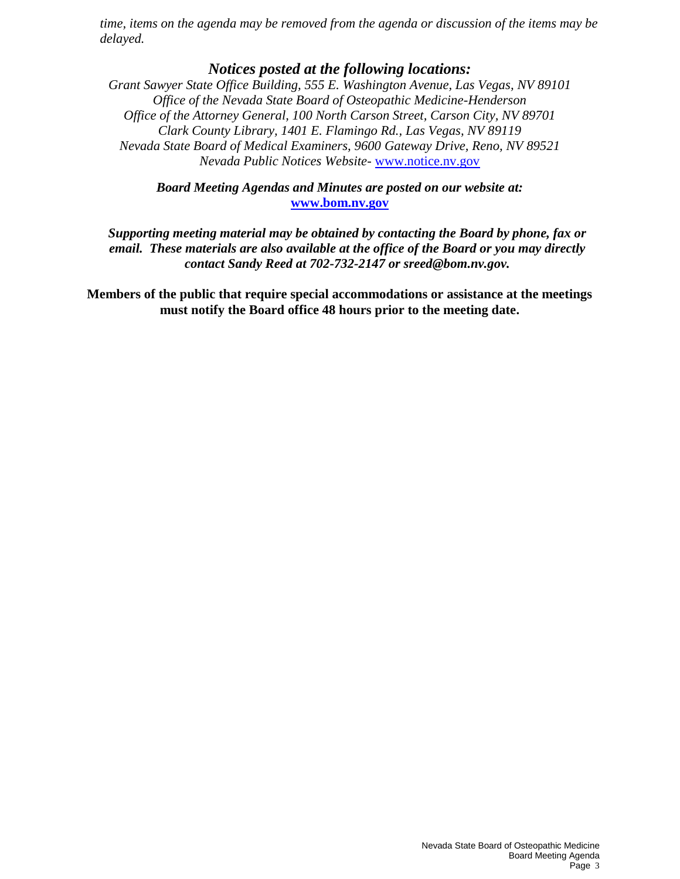*time, items on the agenda may be removed from the agenda or discussion of the items may be delayed.*

## *Notices posted at the following locations:*

*Grant Sawyer State Office Building, 555 E. Washington Avenue, Las Vegas, NV 89101*
*Office of the Nevada State Board of Osteopathic Medicine-Henderson*
*Office of the Attorney General, 100 North Carson Street, Carson City, NV 89701*
*Clark County Library, 1401 E. Flamingo Rd., Las Vegas, NV 89119*
*Nevada State Board of Medical Examiners, 9600 Gateway Drive, Reno, NV 89521*
*Nevada Public Notices Website-* www.notice.nv.gov

***Board Meeting Agendas and Minutes are posted on our website at:***
**www.bom.nv.gov**

***Supporting meeting material may be obtained by contacting the Board by phone, fax or email. These materials are also available at the office of the Board or you may directly contact Sandy Reed at 702-732-2147 or sreed@bom.nv.gov.***

**Members of the public that require special accommodations or assistance at the meetings must notify the Board office 48 hours prior to the meeting date.**